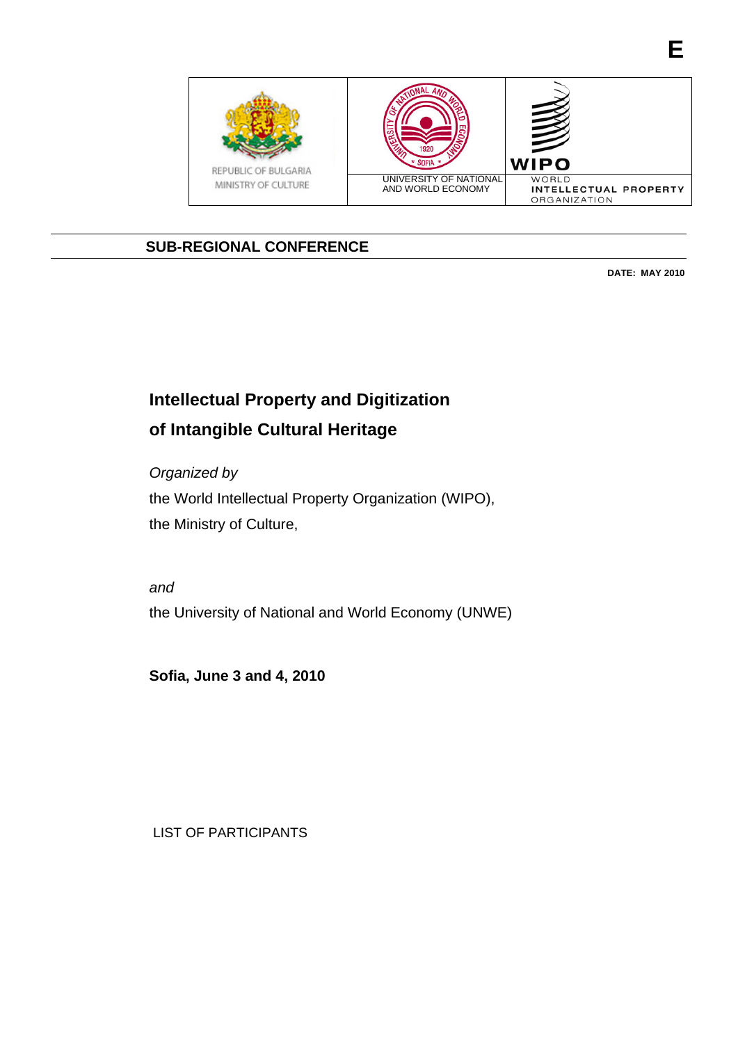E

| REPUBLIC OF BULGARIA MINISTRY OF CULTURE | UNIVERSITY OF NATIONAL AND WORLD ECONOMY | WORLD INTELLECTUAL PROPERTY ORGANIZATION |
| --- | --- | --- |

**SUB-REGIONAL CONFERENCE**

**DATE: MAY 2010**

# Intellectual Property and Digitization of Intangible Cultural Heritage

*Organized by*

the World Intellectual Property Organization (WIPO),

the Ministry of Culture,

*and*

the University of National and World Economy (UNWE)

**Sofia, June 3 and 4, 2010**

LIST OF PARTICIPANTS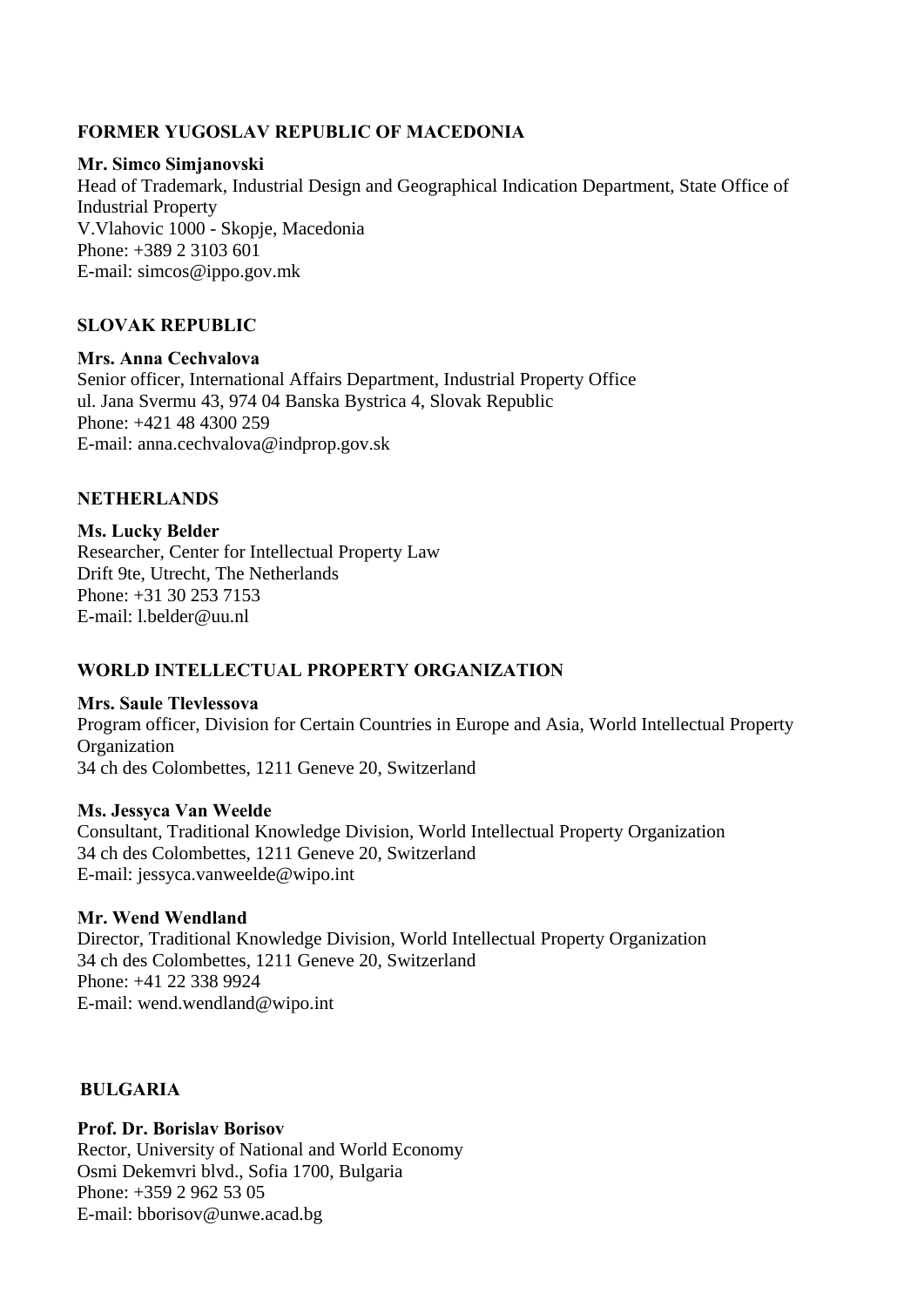## FORMER YUGOSLAV REPUBLIC OF MACEDONIA

**Mr. Simco Simjanovski**
Head of Trademark, Industrial Design and Geographical Indication Department, State Office of Industrial Property
V.Vlahovic 1000 - Skopje, Macedonia
Phone: +389 2 3103 601
E-mail: simcos@ippo.gov.mk

## SLOVAK REPUBLIC

**Mrs. Anna Cechvalova**
Senior officer, International Affairs Department, Industrial Property Office
ul. Jana Svermu 43, 974 04 Banska Bystrica 4, Slovak Republic
Phone: +421 48 4300 259
E-mail: anna.cechvalova@indprop.gov.sk

## NETHERLANDS

**Ms. Lucky Belder**
Researcher, Center for Intellectual Property Law
Drift 9te, Utrecht, The Netherlands
Phone: +31 30 253 7153
E-mail: l.belder@uu.nl

## WORLD INTELLECTUAL PROPERTY ORGANIZATION

**Mrs. Saule Tlevlessova**
Program officer, Division for Certain Countries in Europe and Asia, World Intellectual Property Organization
34 ch des Colombettes, 1211 Geneve 20, Switzerland

**Ms. Jessyca Van Weelde**
Consultant, Traditional Knowledge Division, World Intellectual Property Organization
34 ch des Colombettes, 1211 Geneve 20, Switzerland
E-mail: jessyca.vanweelde@wipo.int

**Mr. Wend Wendland**
Director, Traditional Knowledge Division, World Intellectual Property Organization
34 ch des Colombettes, 1211 Geneve 20, Switzerland
Phone: +41 22 338 9924
E-mail: wend.wendland@wipo.int

## BULGARIA

**Prof. Dr. Borislav Borisov**
Rector, University of National and World Economy
Osmi Dekemvri blvd., Sofia 1700, Bulgaria
Phone: +359 2 962 53 05
E-mail: bborisov@unwe.acad.bg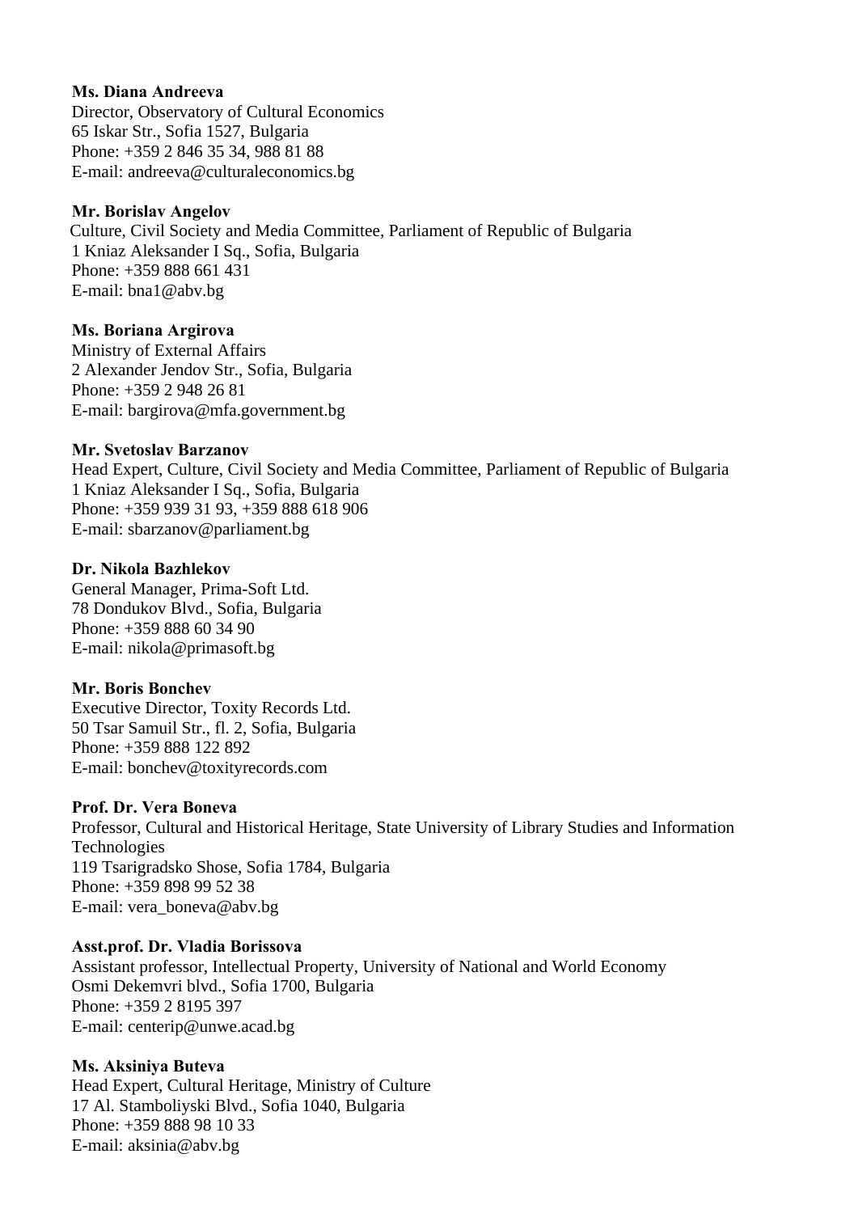**Ms. Diana Andreeva**
Director, Observatory of Cultural Economics
65 Iskar Str., Sofia 1527, Bulgaria
Phone: +359 2 846 35 34, 988 81 88
E-mail: andreeva@culturaleconomics.bg

**Mr. Borislav Angelov**
Culture, Civil Society and Media Committee, Parliament of Republic of Bulgaria
1 Kniaz Aleksander I Sq., Sofia, Bulgaria
Phone: +359 888 661 431
E-mail: bna1@abv.bg

**Ms. Boriana Argirova**
Ministry of External Affairs
2 Alexander Jendov Str., Sofia, Bulgaria
Phone: +359 2 948 26 81
E-mail: bargirova@mfa.government.bg

**Mr. Svetoslav Barzanov**
Head Expert, Culture, Civil Society and Media Committee, Parliament of Republic of Bulgaria
1 Kniaz Aleksander I Sq., Sofia, Bulgaria
Phone: +359 939 31 93, +359 888 618 906
E-mail: sbarzanov@parliament.bg

**Dr. Nikola Bazhlekov**
General Manager, Prima-Soft Ltd.
78 Dondukov Blvd., Sofia, Bulgaria
Phone: +359 888 60 34 90
E-mail: nikola@primasoft.bg

**Mr. Boris Bonchev**
Executive Director, Toxity Records Ltd.
50 Tsar Samuil Str., fl. 2, Sofia, Bulgaria
Phone: +359 888 122 892
E-mail: bonchev@toxityrecords.com

**Prof. Dr. Vera Boneva**
Professor, Cultural and Historical Heritage, State University of Library Studies and Information Technologies
119 Tsarigradsko Shose, Sofia 1784, Bulgaria
Phone: +359 898 99 52 38
E-mail: vera_boneva@abv.bg

**Asst.prof. Dr. Vladia Borissova**
Assistant professor, Intellectual Property, University of National and World Economy
Osmi Dekemvri blvd., Sofia 1700, Bulgaria
Phone: +359 2 8195 397
E-mail: centerip@unwe.acad.bg

**Ms. Aksiniya Buteva**
Head Expert, Cultural Heritage, Ministry of Culture
17 Al. Stamboliyski Blvd., Sofia 1040, Bulgaria
Phone: +359 888 98 10 33
E-mail: aksinia@abv.bg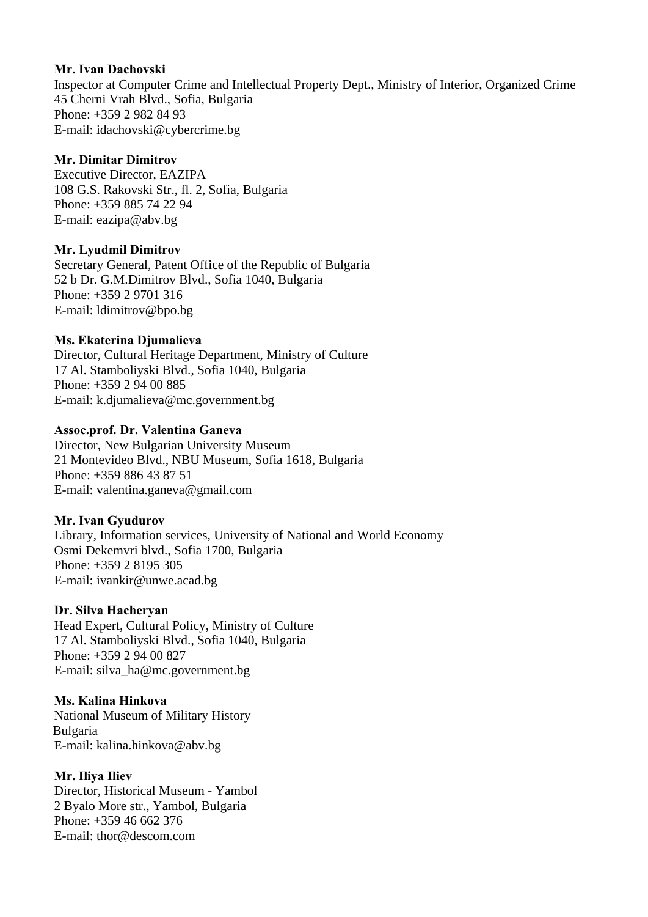**Mr. Ivan Dachovski**
Inspector at Computer Crime and Intellectual Property Dept., Ministry of Interior, Organized Crime
45 Cherni Vrah Blvd., Sofia, Bulgaria
Phone: +359 2 982 84 93
E-mail: idachovski@cybercrime.bg

**Mr. Dimitar Dimitrov**
Executive Director, EAZIPA
108 G.S. Rakovski Str., fl. 2, Sofia, Bulgaria
Phone: +359 885 74 22 94
E-mail: eazipa@abv.bg

**Mr. Lyudmil Dimitrov**
Secretary General, Patent Office of the Republic of Bulgaria
52 b Dr. G.M.Dimitrov Blvd., Sofia 1040, Bulgaria
Phone: +359 2 9701 316
E-mail: ldimitrov@bpo.bg

**Ms. Ekaterina Djumalieva**
Director, Cultural Heritage Department, Ministry of Culture
17 Al. Stamboliyski Blvd., Sofia 1040, Bulgaria
Phone: +359 2 94 00 885
E-mail: k.djumalieva@mc.government.bg

**Assoc.prof. Dr. Valentina Ganeva**
Director, New Bulgarian University Museum
21 Montevideo Blvd., NBU Museum, Sofia 1618, Bulgaria
Phone: +359 886 43 87 51
E-mail: valentina.ganeva@gmail.com

**Mr. Ivan Gyudurov**
Library, Information services, University of National and World Economy
Osmi Dekemvri blvd., Sofia 1700, Bulgaria
Phone: +359 2 8195 305
E-mail: ivankir@unwe.acad.bg

**Dr. Silva Hacheryan**
Head Expert, Cultural Policy, Ministry of Culture
17 Al. Stamboliyski Blvd., Sofia 1040, Bulgaria
Phone: +359 2 94 00 827
E-mail: silva_ha@mc.government.bg

**Ms. Kalina Hinkova**
National Museum of Military History
Bulgaria
E-mail: kalina.hinkova@abv.bg

**Mr. Iliya Iliev**
Director, Historical Museum - Yambol
2 Byalo More str., Yambol, Bulgaria
Phone: +359 46 662 376
E-mail: thor@descom.com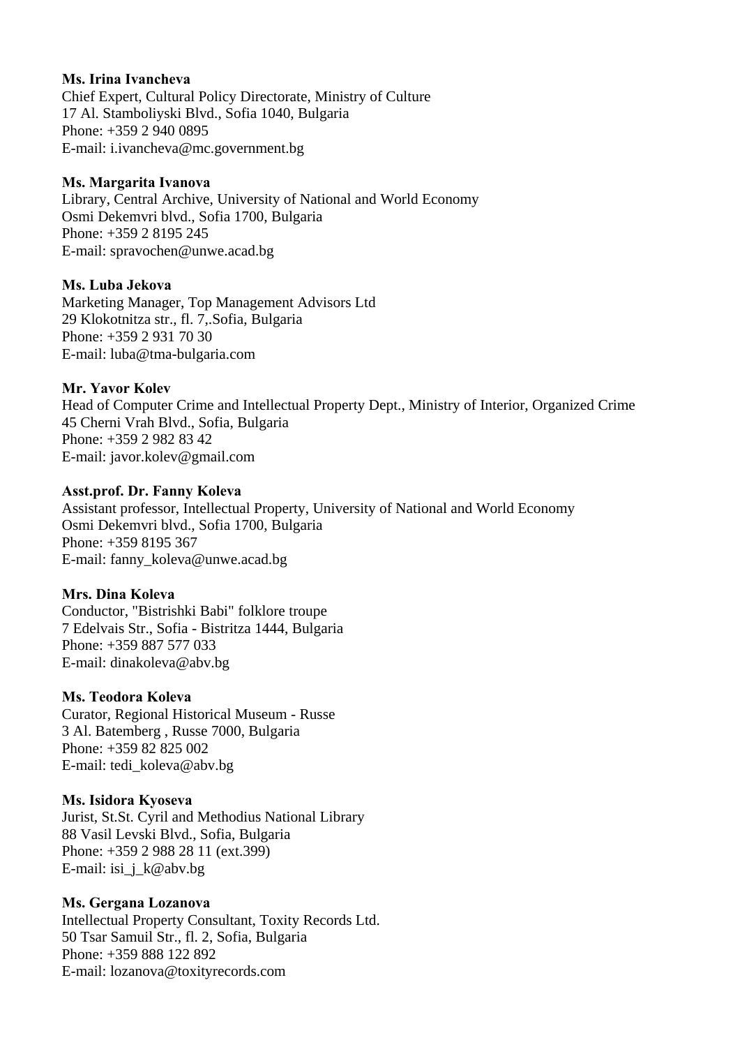**Ms. Irina Ivancheva**
Chief Expert, Cultural Policy Directorate, Ministry of Culture
17 Al. Stamboliyski Blvd., Sofia 1040, Bulgaria
Phone: +359 2 940 0895
E-mail: i.ivancheva@mc.government.bg

**Ms. Margarita Ivanova**
Library, Central Archive, University of National and World Economy
Osmi Dekemvri blvd., Sofia 1700, Bulgaria
Phone: +359 2 8195 245
E-mail: spravochen@unwe.acad.bg

**Ms. Luba Jekova**
Marketing Manager, Top Management Advisors Ltd
29 Klokotnitza str., fl. 7,.Sofia, Bulgaria
Phone: +359 2 931 70 30
E-mail: luba@tma-bulgaria.com

**Mr. Yavor Kolev**
Head of Computer Crime and Intellectual Property Dept., Ministry of Interior, Organized Crime
45 Cherni Vrah Blvd., Sofia, Bulgaria
Phone: +359 2 982 83 42
E-mail: javor.kolev@gmail.com

**Asst.prof. Dr. Fanny Koleva**
Assistant professor, Intellectual Property, University of National and World Economy
Osmi Dekemvri blvd., Sofia 1700, Bulgaria
Phone: +359 8195 367
E-mail: fanny_koleva@unwe.acad.bg

**Mrs. Dina Koleva**
Conductor, "Bistrishki Babi" folklore troupe
7 Edelvais Str., Sofia - Bistritza 1444, Bulgaria
Phone: +359 887 577 033
E-mail: dinakoleva@abv.bg

**Ms. Teodora Koleva**
Curator, Regional Historical Museum - Russe
3 Al. Batemberg , Russe 7000, Bulgaria
Phone: +359 82 825 002
E-mail: tedi_koleva@abv.bg

**Ms. Isidora Kyoseva**
Jurist, St.St. Cyril and Methodius National Library
88 Vasil Levski Blvd., Sofia, Bulgaria
Phone: +359 2 988 28 11 (ext.399)
E-mail: isi_j_k@abv.bg

**Ms. Gergana Lozanova**
Intellectual Property Consultant, Toxity Records Ltd.
50 Tsar Samuil Str., fl. 2, Sofia, Bulgaria
Phone: +359 888 122 892
E-mail: lozanova@toxityrecords.com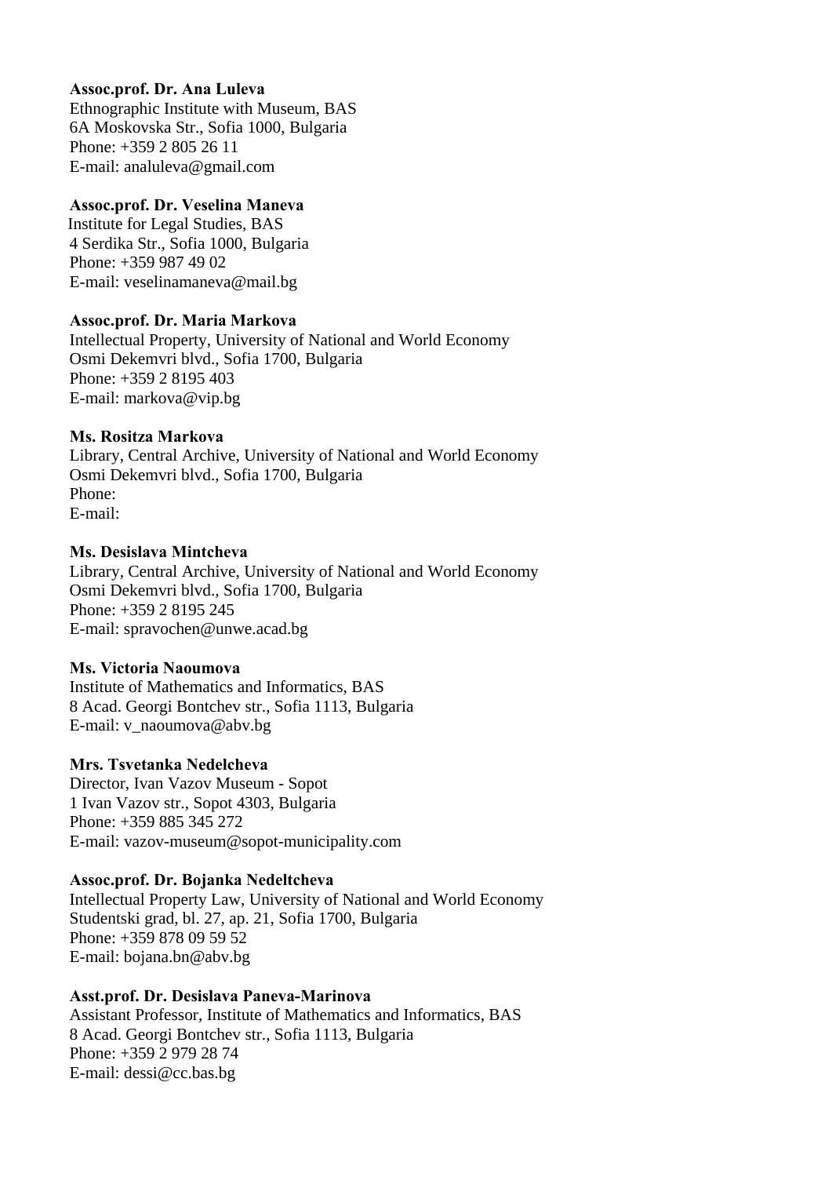**Assoc.prof. Dr. Ana Luleva**
Ethnographic Institute with Museum, BAS
6A Moskovska Str., Sofia 1000, Bulgaria
Phone: +359 2 805 26 11
E-mail: analuleva@gmail.com

**Assoc.prof. Dr. Veselina Maneva**
Institute for Legal Studies, BAS
4 Serdika Str., Sofia 1000, Bulgaria
Phone: +359 987 49 02
E-mail: veselinamaneva@mail.bg

**Assoc.prof. Dr. Maria Markova**
Intellectual Property, University of National and World Economy
Osmi Dekemvri blvd., Sofia 1700, Bulgaria
Phone: +359 2 8195 403
E-mail: markova@vip.bg

**Ms. Rositza Markova**
Library, Central Archive, University of National and World Economy
Osmi Dekemvri blvd., Sofia 1700, Bulgaria
Phone:
E-mail:

**Ms. Desislava Mintcheva**
Library, Central Archive, University of National and World Economy
Osmi Dekemvri blvd., Sofia 1700, Bulgaria
Phone: +359 2 8195 245
E-mail: spravochen@unwe.acad.bg

**Ms. Victoria Naoumova**
Institute of Mathematics and Informatics, BAS
8 Acad. Georgi Bontchev str., Sofia 1113, Bulgaria
E-mail: v_naoumova@abv.bg

**Mrs. Tsvetanka Nedelcheva**
Director, Ivan Vazov Museum - Sopot
1 Ivan Vazov str., Sopot 4303, Bulgaria
Phone: +359 885 345 272
E-mail: vazov-museum@sopot-municipality.com

**Assoc.prof. Dr. Bojanka Nedeltcheva**
Intellectual Property Law, University of National and World Economy
Studentski grad, bl. 27, ap. 21, Sofia 1700, Bulgaria
Phone: +359 878 09 59 52
E-mail: bojana.bn@abv.bg

**Asst.prof. Dr. Desislava Paneva-Marinova**
Assistant Professor, Institute of Mathematics and Informatics, BAS
8 Acad. Georgi Bontchev str., Sofia 1113, Bulgaria
Phone: +359 2 979 28 74
E-mail: dessi@cc.bas.bg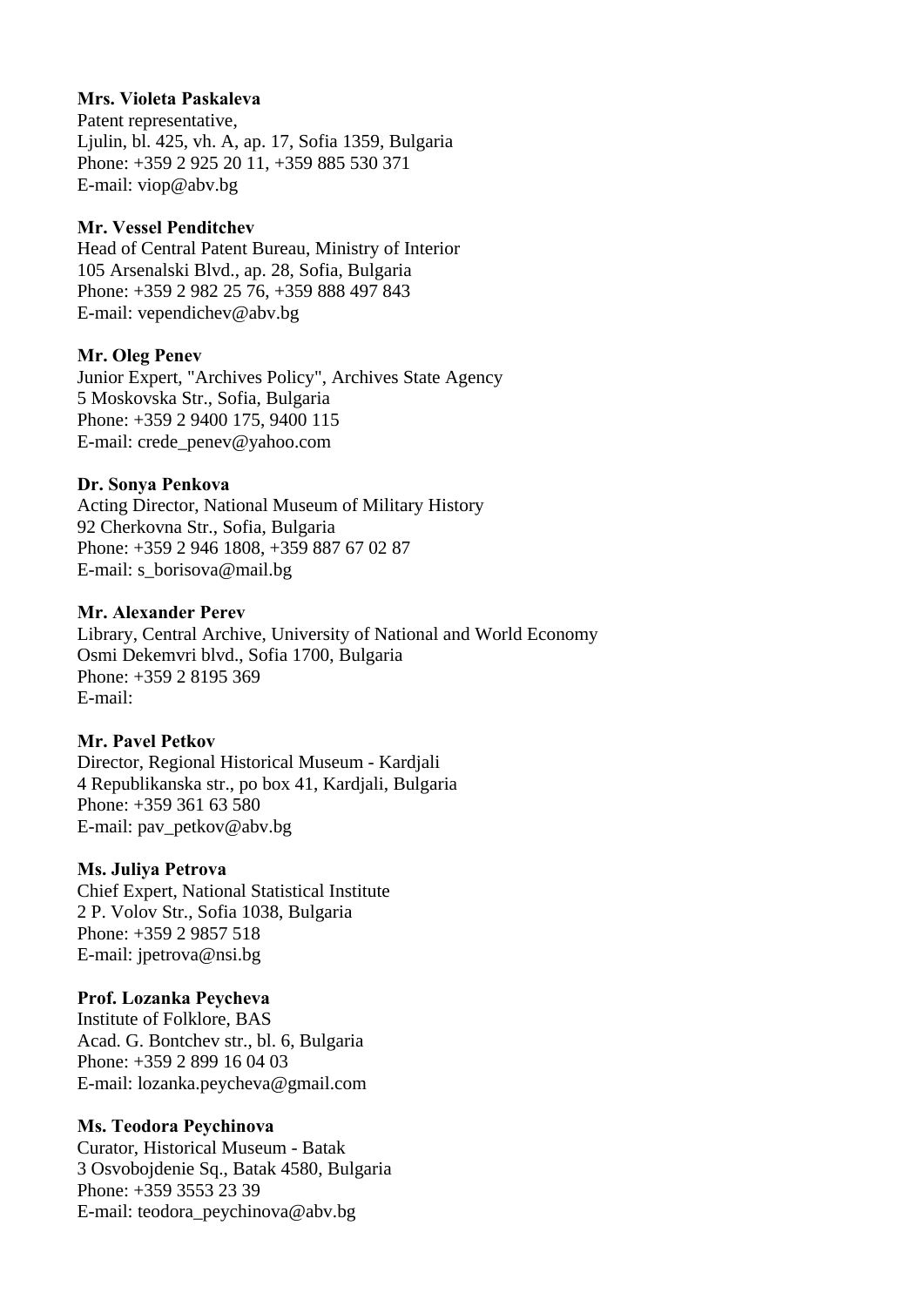**Mrs. Violeta Paskaleva**
Patent representative,
Ljulin, bl. 425, vh. A, ap. 17, Sofia 1359, Bulgaria
Phone: +359 2 925 20 11, +359 885 530 371
E-mail: viop@abv.bg

**Mr. Vessel Penditchev**
Head of Central Patent Bureau, Ministry of Interior
105 Arsenalski Blvd., ap. 28, Sofia, Bulgaria
Phone: +359 2 982 25 76, +359 888 497 843
E-mail: vependichev@abv.bg

**Mr. Oleg Penev**
Junior Expert, "Archives Policy", Archives State Agency
5 Moskovska Str., Sofia, Bulgaria
Phone: +359 2 9400 175, 9400 115
E-mail: crede_penev@yahoo.com

**Dr. Sonya Penkova**
Acting Director, National Museum of Military History
92 Cherkovna Str., Sofia, Bulgaria
Phone: +359 2 946 1808, +359 887 67 02 87
E-mail: s_borisova@mail.bg

**Mr. Alexander Perev**
Library, Central Archive, University of National and World Economy
Osmi Dekemvri blvd., Sofia 1700, Bulgaria
Phone: +359 2 8195 369
E-mail:

**Mr. Pavel Petkov**
Director, Regional Historical Museum - Kardjali
4 Republikanska str., po box 41, Kardjali, Bulgaria
Phone: +359 361 63 580
E-mail: pav_petkov@abv.bg

**Ms. Juliya Petrova**
Chief Expert, National Statistical Institute
2 P. Volov Str., Sofia 1038, Bulgaria
Phone: +359 2 9857 518
E-mail: jpetrova@nsi.bg

**Prof. Lozanka Peycheva**
Institute of Folklore, BAS
Acad. G. Bontchev str., bl. 6, Bulgaria
Phone: +359 2 899 16 04 03
E-mail: lozanka.peycheva@gmail.com

**Ms. Teodora Peychinova**
Curator, Historical Museum - Batak
3 Osvobojdenie Sq., Batak 4580, Bulgaria
Phone: +359 3553 23 39
E-mail: teodora_peychinova@abv.bg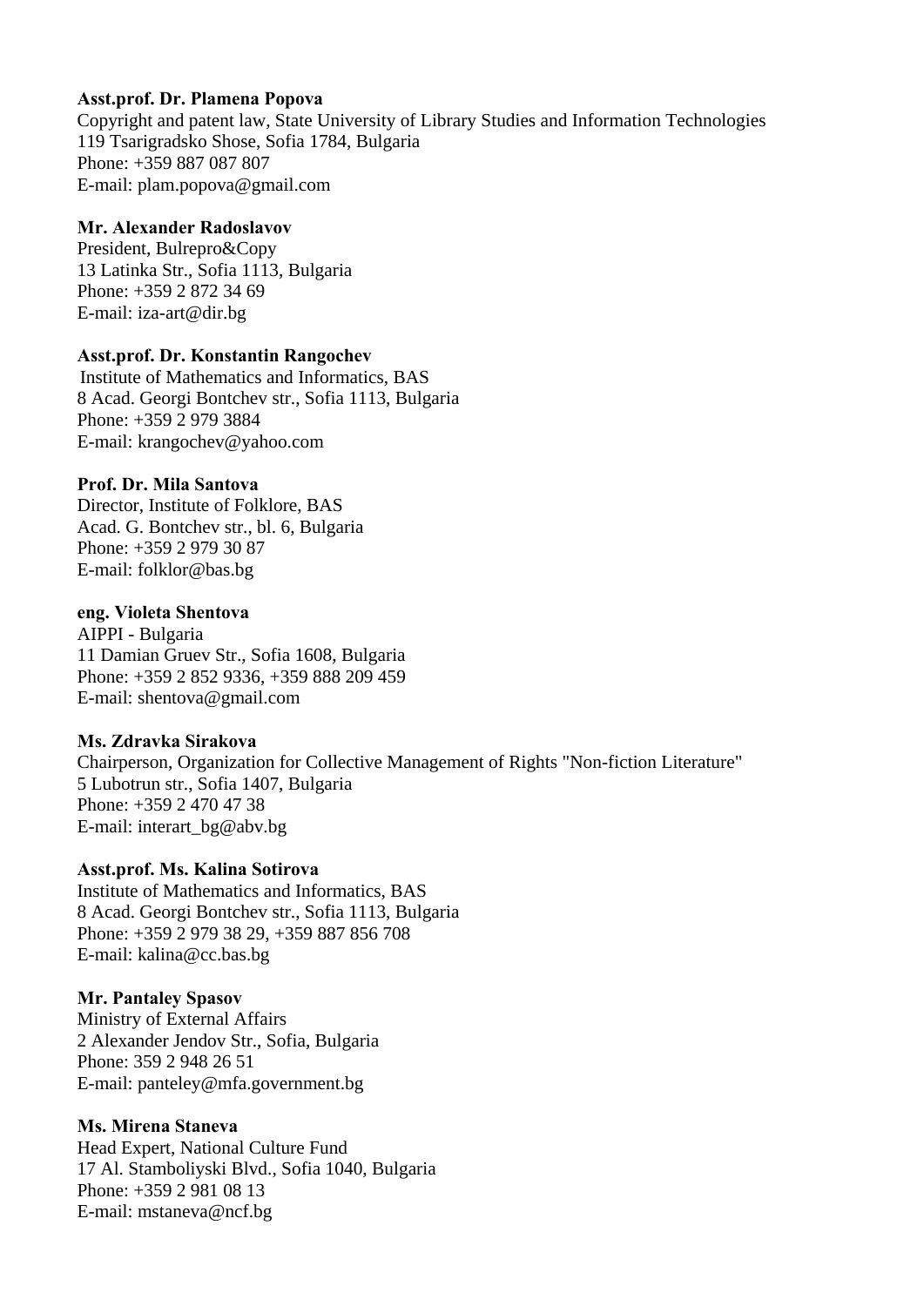**Asst.prof. Dr. Plamena Popova**
Copyright and patent law, State University of Library Studies and Information Technologies
119 Tsarigradsko Shose, Sofia 1784, Bulgaria
Phone: +359 887 087 807
E-mail: plam.popova@gmail.com

**Mr. Alexander Radoslavov**
President, Bulrepro&Copy
13 Latinka Str., Sofia 1113, Bulgaria
Phone: +359 2 872 34 69
E-mail: iza-art@dir.bg

**Asst.prof. Dr. Konstantin Rangochev**
Institute of Mathematics and Informatics, BAS
8 Acad. Georgi Bontchev str., Sofia 1113, Bulgaria
Phone: +359 2 979 3884
E-mail: krangochev@yahoo.com

**Prof. Dr. Mila Santova**
Director, Institute of Folklore, BAS
Acad. G. Bontchev str., bl. 6, Bulgaria
Phone: +359 2 979 30 87
E-mail: folklor@bas.bg

**eng. Violeta Shentova**
AIPPI - Bulgaria
11 Damian Gruev Str., Sofia 1608, Bulgaria
Phone: +359 2 852 9336, +359 888 209 459
E-mail: shentova@gmail.com

**Ms. Zdravka Sirakova**
Chairperson, Organization for Collective Management of Rights "Non-fiction Literature"
5 Lubotrun str., Sofia 1407, Bulgaria
Phone: +359 2 470 47 38
E-mail: interart_bg@abv.bg

**Asst.prof. Ms. Kalina Sotirova**
Institute of Mathematics and Informatics, BAS
8 Acad. Georgi Bontchev str., Sofia 1113, Bulgaria
Phone: +359 2 979 38 29, +359 887 856 708
E-mail: kalina@cc.bas.bg

**Mr. Pantaley Spasov**
Ministry of External Affairs
2 Alexander Jendov Str., Sofia, Bulgaria
Phone: 359 2 948 26 51
E-mail: panteley@mfa.government.bg

**Ms. Mirena Staneva**
Head Expert, National Culture Fund
17 Al. Stamboliyski Blvd., Sofia 1040, Bulgaria
Phone: +359 2 981 08 13
E-mail: mstaneva@ncf.bg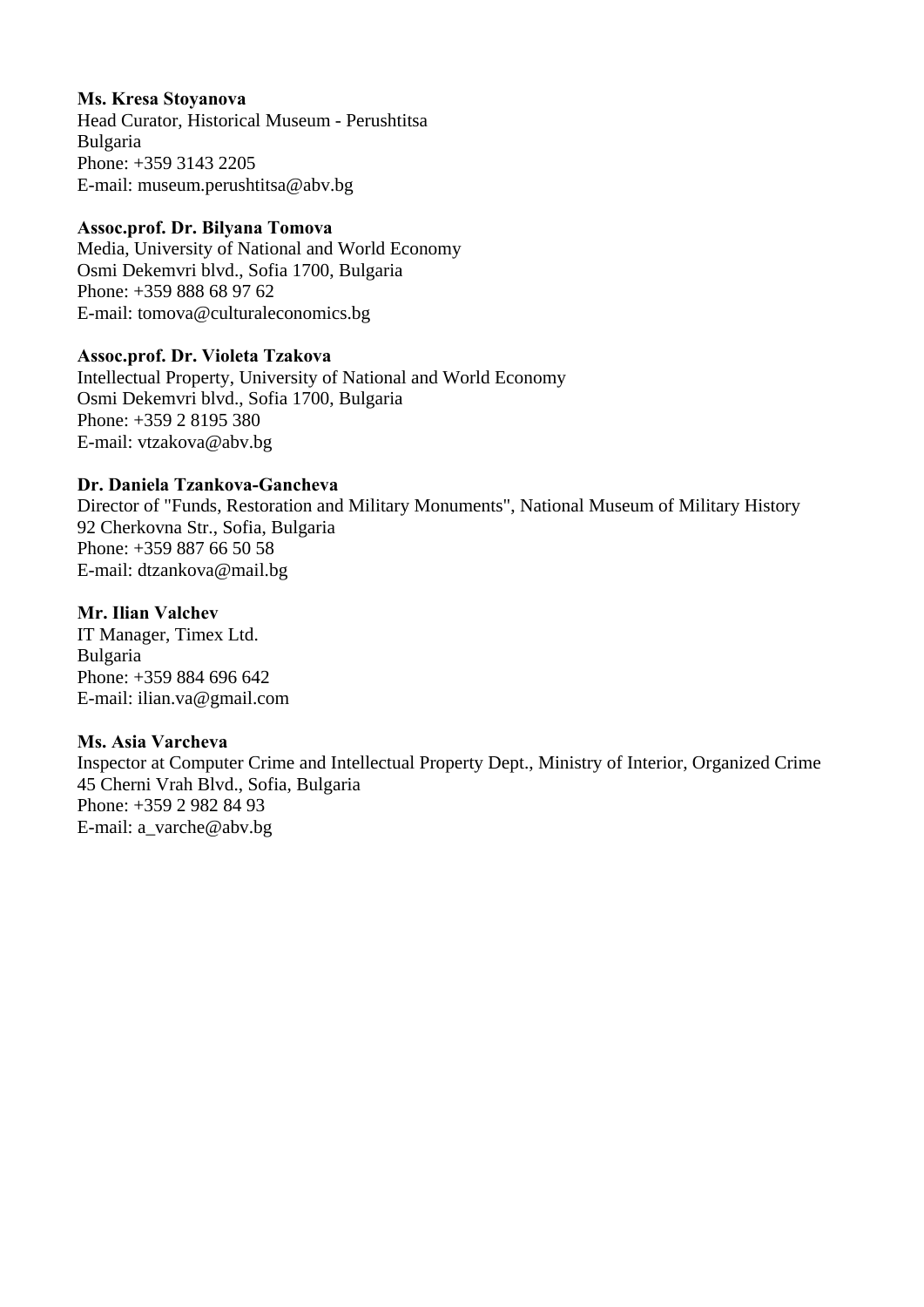**Ms. Kresa Stoyanova**
Head Curator, Historical Museum - Perushtitsa
Bulgaria
Phone: +359 3143 2205
E-mail: museum.perushtitsa@abv.bg

**Assoc.prof. Dr. Bilyana Tomova**
Media, University of National and World Economy
Osmi Dekemvri blvd., Sofia 1700, Bulgaria
Phone: +359 888 68 97 62
E-mail: tomova@culturaleconomics.bg

**Assoc.prof. Dr. Violeta Tzakova**
Intellectual Property, University of National and World Economy
Osmi Dekemvri blvd., Sofia 1700, Bulgaria
Phone: +359 2 8195 380
E-mail: vtzakova@abv.bg

**Dr. Daniela Tzankova-Gancheva**
Director of "Funds, Restoration and Military Monuments", National Museum of Military History
92 Cherkovna Str., Sofia, Bulgaria
Phone: +359 887 66 50 58
E-mail: dtzankova@mail.bg

**Mr. Ilian Valchev**
IT Manager, Timex Ltd.
Bulgaria
Phone: +359 884 696 642
E-mail: ilian.va@gmail.com

**Ms. Asia Varcheva**
Inspector at Computer Crime and Intellectual Property Dept., Ministry of Interior, Organized Crime
45 Cherni Vrah Blvd., Sofia, Bulgaria
Phone: +359 2 982 84 93
E-mail: a_varche@abv.bg